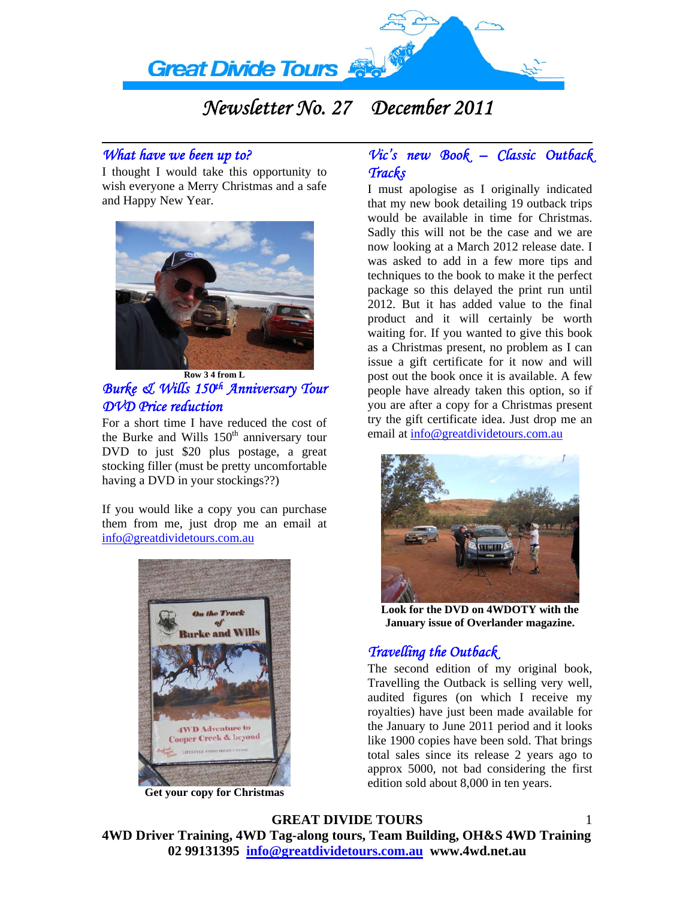# Great Divide Tours

## Newsletter No. 27 December 2011

### What have we been up to?

I thought I would take this opportunity to wish everyone a Merry Christmas and a safe and Happy New Year.

**Row 3 4 from L**

### Burke & Wills 150th Anniversary Tour DVD Price reduction

For a short time I have reduced the cost of the Burke and Wills 150th anniversary tour DVD to just $20 plus postage, a great stocking filler (must be pretty uncomfortable having a DVD in your stockings??)

If you would like a copy you can purchase them from me, just drop me an email at info@greatdividetours.com.au

**Get your copy for Christmas**

### Vic's new Book – Classic Outback Tracks

I must apologise as I originally indicated that my new book detailing 19 outback trips would be available in time for Christmas. Sadly this will not be the case and we are now looking at a March 2012 release date. I was asked to add in a few more tips and techniques to the book to make it the perfect package so this delayed the print run until 2012. But it has added value to the final product and it will certainly be worth waiting for. If you wanted to give this book as a Christmas present, no problem as I can issue a gift certificate for it now and will post out the book once it is available. A few people have already taken this option, so if you are after a copy for a Christmas present try the gift certificate idea. Just drop me an email at info@greatdividetours.com.au

**Look for the DVD on 4WDOTY with the January issue of Overlander magazine.**

### Travelling the Outback

The second edition of my original book, Travelling the Outback is selling very well, audited figures (on which I receive my royalties) have just been made available for the January to June 2011 period and it looks like 1900 copies have been sold. That brings total sales since its release 2 years ago to approx 5000, not bad considering the first edition sold about 8,000 in ten years.

**GREAT DIVIDE TOURS**
**4WD Driver Training, 4WD Tag-along tours, Team Building, OH&S 4WD Training**
**02 99131395 info@greatdividetours.com.au www.4wd.net.au**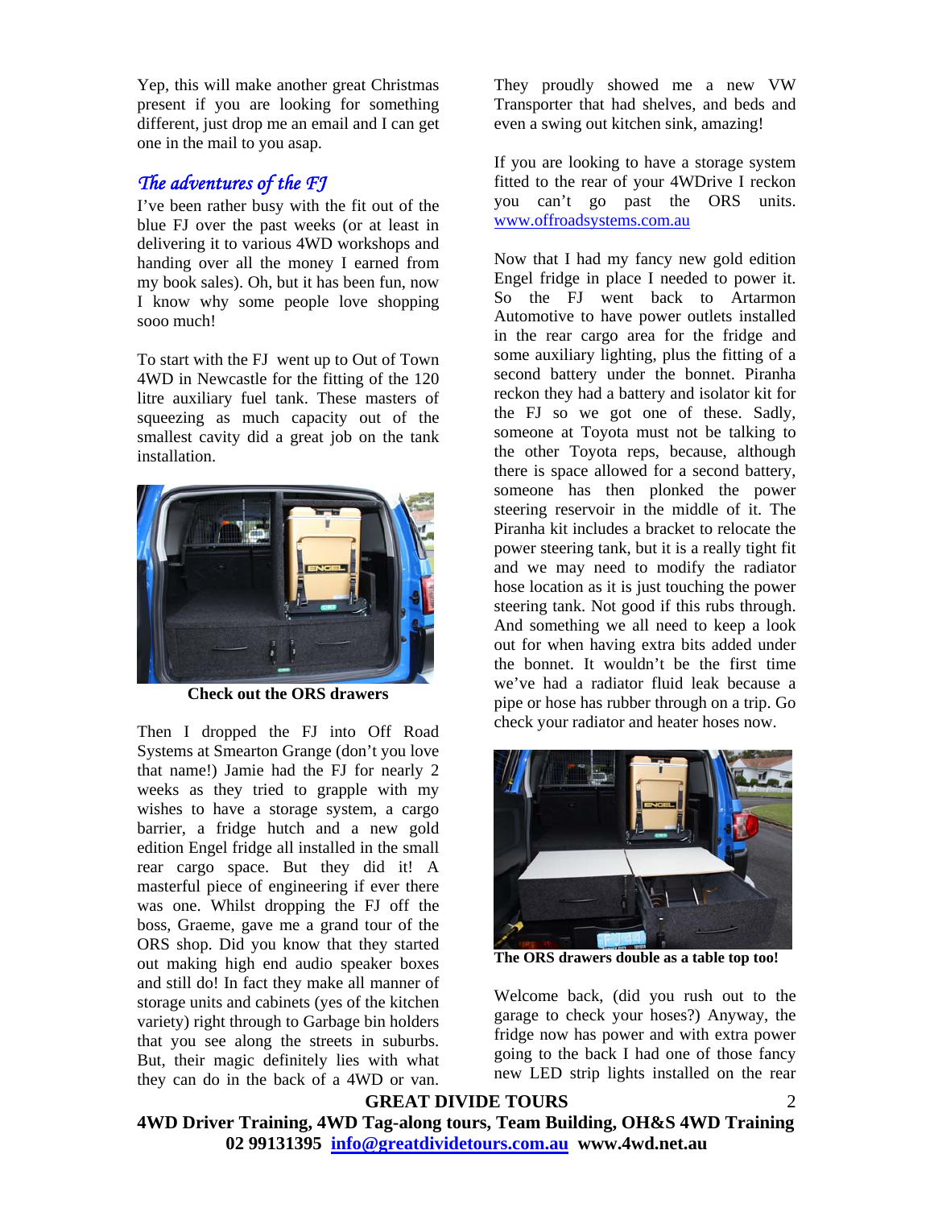Yep, this will make another great Christmas present if you are looking for something different, just drop me an email and I can get one in the mail to you asap.

## *The adventures of the FJ*

I've been rather busy with the fit out of the blue FJ over the past weeks (or at least in delivering it to various 4WD workshops and handing over all the money I earned from my book sales). Oh, but it has been fun, now I know why some people love shopping sooo much!

To start with the FJ went up to Out of Town 4WD in Newcastle for the fitting of the 120 litre auxiliary fuel tank. These masters of squeezing as much capacity out of the smallest cavity did a great job on the tank installation.

**Check out the ORS drawers**

Then I dropped the FJ into Off Road Systems at Smearton Grange (don't you love that name!) Jamie had the FJ for nearly 2 weeks as they tried to grapple with my wishes to have a storage system, a cargo barrier, a fridge hutch and a new gold edition Engel fridge all installed in the small rear cargo space. But they did it! A masterful piece of engineering if ever there was one. Whilst dropping the FJ off the boss, Graeme, gave me a grand tour of the ORS shop. Did you know that they started out making high end audio speaker boxes and still do! In fact they make all manner of storage units and cabinets (yes of the kitchen variety) right through to Garbage bin holders that you see along the streets in suburbs. But, their magic definitely lies with what they can do in the back of a 4WD or van. They proudly showed me a new VW Transporter that had shelves, and beds and even a swing out kitchen sink, amazing!

If you are looking to have a storage system fitted to the rear of your 4WDrive I reckon you can't go past the ORS units. www.offroadsystems.com.au

Now that I had my fancy new gold edition Engel fridge in place I needed to power it. So the FJ went back to Artarmon Automotive to have power outlets installed in the rear cargo area for the fridge and some auxiliary lighting, plus the fitting of a second battery under the bonnet. Piranha reckon they had a battery and isolator kit for the FJ so we got one of these. Sadly, someone at Toyota must not be talking to the other Toyota reps, because, although there is space allowed for a second battery, someone has then plonked the power steering reservoir in the middle of it. The Piranha kit includes a bracket to relocate the power steering tank, but it is a really tight fit and we may need to modify the radiator hose location as it is just touching the power steering tank. Not good if this rubs through. And something we all need to keep a look out for when having extra bits added under the bonnet. It wouldn't be the first time we've had a radiator fluid leak because a pipe or hose has rubber through on a trip. Go check your radiator and heater hoses now.

**The ORS drawers double as a table top too!**

Welcome back, (did you rush out to the garage to check your hoses?) Anyway, the fridge now has power and with extra power going to the back I had one of those fancy new LED strip lights installed on the rear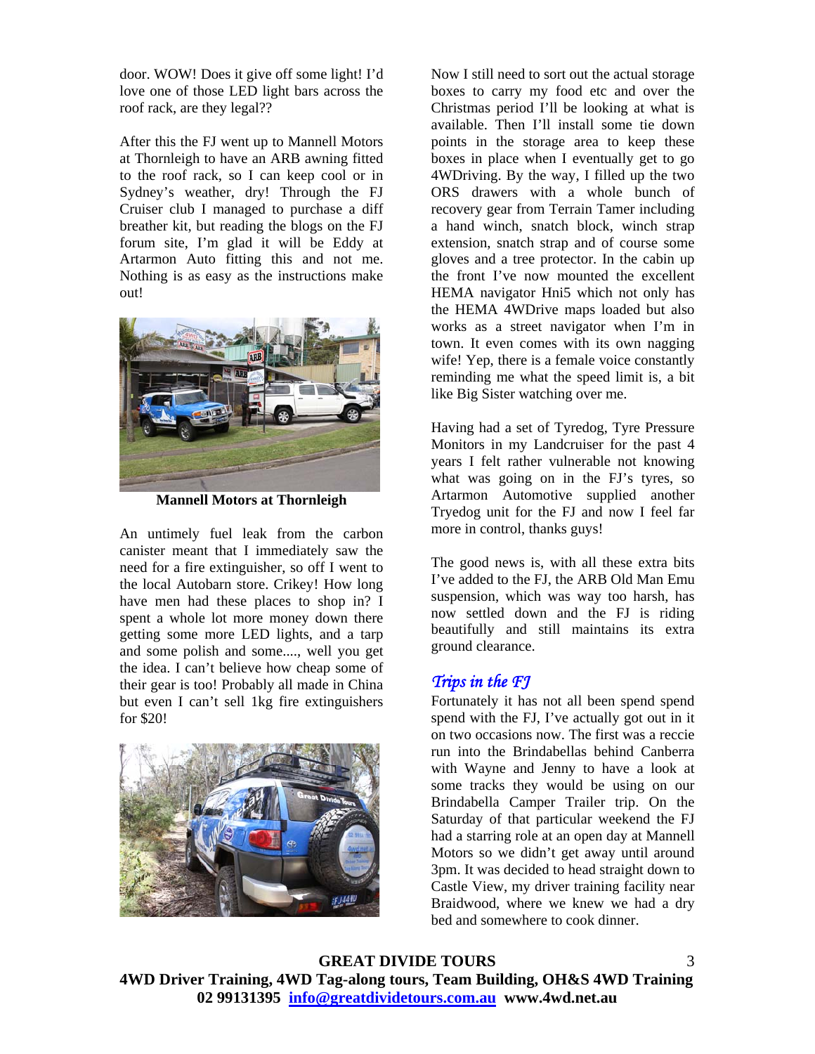door. WOW! Does it give off some light! I'd love one of those LED light bars across the roof rack, are they legal??

After this the FJ went up to Mannell Motors at Thornleigh to have an ARB awning fitted to the roof rack, so I can keep cool or in Sydney's weather, dry! Through the FJ Cruiser club I managed to purchase a diff breather kit, but reading the blogs on the FJ forum site, I'm glad it will be Eddy at Artarmon Auto fitting this and not me. Nothing is as easy as the instructions make out!

**Mannell Motors at Thornleigh**

An untimely fuel leak from the carbon canister meant that I immediately saw the need for a fire extinguisher, so off I went to the local Autobarn store. Crikey! How long have men had these places to shop in? I spent a whole lot more money down there getting some more LED lights, and a tarp and some polish and some...., well you get the idea. I can't believe how cheap some of their gear is too! Probably all made in China but even I can't sell 1kg fire extinguishers for $20!

Now I still need to sort out the actual storage boxes to carry my food etc and over the Christmas period I'll be looking at what is available. Then I'll install some tie down points in the storage area to keep these boxes in place when I eventually get to go 4WDriving. By the way, I filled up the two ORS drawers with a whole bunch of recovery gear from Terrain Tamer including a hand winch, snatch block, winch strap extension, snatch strap and of course some gloves and a tree protector. In the cabin up the front I've now mounted the excellent HEMA navigator Hni5 which not only has the HEMA 4WDrive maps loaded but also works as a street navigator when I'm in town. It even comes with its own nagging wife! Yep, there is a female voice constantly reminding me what the speed limit is, a bit like Big Sister watching over me.

Having had a set of Tyredog, Tyre Pressure Monitors in my Landcruiser for the past 4 years I felt rather vulnerable not knowing what was going on in the FJ's tyres, so Artarmon Automotive supplied another Tryedog unit for the FJ and now I feel far more in control, thanks guys!

The good news is, with all these extra bits I've added to the FJ, the ARB Old Man Emu suspension, which was way too harsh, has now settled down and the FJ is riding beautifully and still maintains its extra ground clearance.

## *Trips in the FJ*

Fortunately it has not all been spend spend spend with the FJ, I've actually got out in it on two occasions now. The first was a reccie run into the Brindabellas behind Canberra with Wayne and Jenny to have a look at some tracks they would be using on our Brindabella Camper Trailer trip. On the Saturday of that particular weekend the FJ had a starring role at an open day at Mannell Motors so we didn't get away until around 3pm. It was decided to head straight down to Castle View, my driver training facility near Braidwood, where we knew we had a dry bed and somewhere to cook dinner.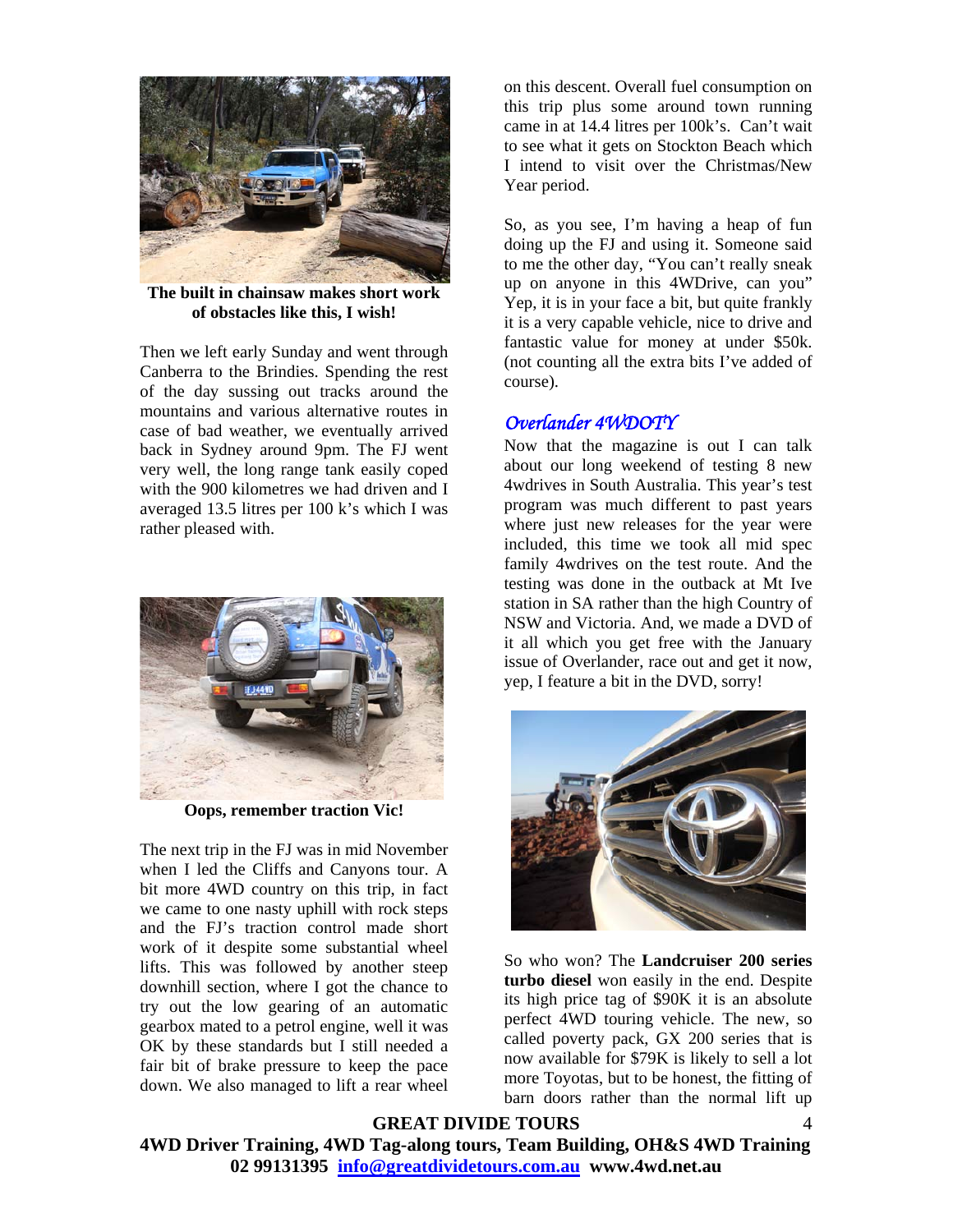**The built in chainsaw makes short work of obstacles like this, I wish!**

Then we left early Sunday and went through Canberra to the Brindies. Spending the rest of the day sussing out tracks around the mountains and various alternative routes in case of bad weather, we eventually arrived back in Sydney around 9pm. The FJ went very well, the long range tank easily coped with the 900 kilometres we had driven and I averaged 13.5 litres per 100 k's which I was rather pleased with.

**Oops, remember traction Vic!**

The next trip in the FJ was in mid November when I led the Cliffs and Canyons tour. A bit more 4WD country on this trip, in fact we came to one nasty uphill with rock steps and the FJ's traction control made short work of it despite some substantial wheel lifts. This was followed by another steep downhill section, where I got the chance to try out the low gearing of an automatic gearbox mated to a petrol engine, well it was OK by these standards but I still needed a fair bit of brake pressure to keep the pace down. We also managed to lift a rear wheel on this descent. Overall fuel consumption on this trip plus some around town running came in at 14.4 litres per 100k's. Can't wait to see what it gets on Stockton Beach which I intend to visit over the Christmas/New Year period.

So, as you see, I'm having a heap of fun doing up the FJ and using it. Someone said to me the other day, "You can't really sneak up on anyone in this 4WDrive, can you" Yep, it is in your face a bit, but quite frankly it is a very capable vehicle, nice to drive and fantastic value for money at under $50k. (not counting all the extra bits I've added of course).

## *Overlander 4WDOTY*

Now that the magazine is out I can talk about our long weekend of testing 8 new 4wdrives in South Australia. This year's test program was much different to past years where just new releases for the year were included, this time we took all mid spec family 4wdrives on the test route. And the testing was done in the outback at Mt Ive station in SA rather than the high Country of NSW and Victoria. And, we made a DVD of it all which you get free with the January issue of Overlander, race out and get it now, yep, I feature a bit in the DVD, sorry!

So who won? The **Landcruiser 200 series turbo diesel** won easily in the end. Despite its high price tag of $90K it is an absolute perfect 4WD touring vehicle. The new, so called poverty pack, GX 200 series that is now available for $79K is likely to sell a lot more Toyotas, but to be honest, the fitting of barn doors rather than the normal lift up

**GREAT DIVIDE TOURS**
**4WD Driver Training, 4WD Tag-along tours, Team Building, OH&S 4WD Training**
**02 99131395 info@greatdividetours.com.au www.4wd.net.au**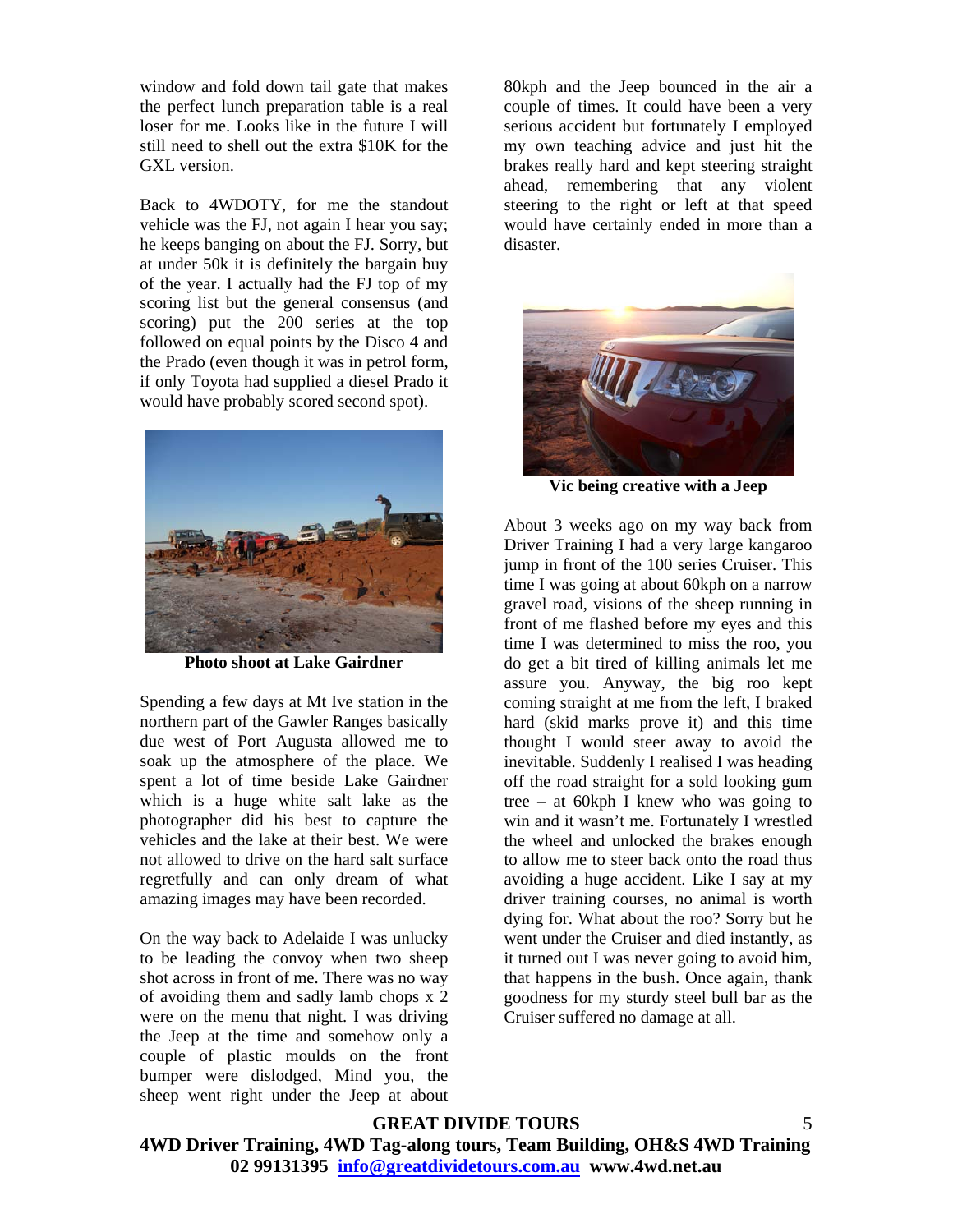window and fold down tail gate that makes the perfect lunch preparation table is a real loser for me. Looks like in the future I will still need to shell out the extra $10K for the GXL version.

Back to 4WDOTY, for me the standout vehicle was the FJ, not again I hear you say; he keeps banging on about the FJ. Sorry, but at under 50k it is definitely the bargain buy of the year. I actually had the FJ top of my scoring list but the general consensus (and scoring) put the 200 series at the top followed on equal points by the Disco 4 and the Prado (even though it was in petrol form, if only Toyota had supplied a diesel Prado it would have probably scored second spot).

**Photo shoot at Lake Gairdner**

Spending a few days at Mt Ive station in the northern part of the Gawler Ranges basically due west of Port Augusta allowed me to soak up the atmosphere of the place. We spent a lot of time beside Lake Gairdner which is a huge white salt lake as the photographer did his best to capture the vehicles and the lake at their best. We were not allowed to drive on the hard salt surface regretfully and can only dream of what amazing images may have been recorded.

On the way back to Adelaide I was unlucky to be leading the convoy when two sheep shot across in front of me. There was no way of avoiding them and sadly lamb chops x 2 were on the menu that night. I was driving the Jeep at the time and somehow only a couple of plastic moulds on the front bumper were dislodged, Mind you, the sheep went right under the Jeep at about 80kph and the Jeep bounced in the air a couple of times. It could have been a very serious accident but fortunately I employed my own teaching advice and just hit the brakes really hard and kept steering straight ahead, remembering that any violent steering to the right or left at that speed would have certainly ended in more than a disaster.

**Vic being creative with a Jeep**

About 3 weeks ago on my way back from Driver Training I had a very large kangaroo jump in front of the 100 series Cruiser. This time I was going at about 60kph on a narrow gravel road, visions of the sheep running in front of me flashed before my eyes and this time I was determined to miss the roo, you do get a bit tired of killing animals let me assure you. Anyway, the big roo kept coming straight at me from the left, I braked hard (skid marks prove it) and this time thought I would steer away to avoid the inevitable. Suddenly I realised I was heading off the road straight for a sold looking gum tree – at 60kph I knew who was going to win and it wasn't me. Fortunately I wrestled the wheel and unlocked the brakes enough to allow me to steer back onto the road thus avoiding a huge accident. Like I say at my driver training courses, no animal is worth dying for. What about the roo? Sorry but he went under the Cruiser and died instantly, as it turned out I was never going to avoid him, that happens in the bush. Once again, thank goodness for my sturdy steel bull bar as the Cruiser suffered no damage at all.

**GREAT DIVIDE TOURS**
**4WD Driver Training, 4WD Tag-along tours, Team Building, OH&S 4WD Training**
**02 99131395 info@greatdividetours.com.au www.4wd.net.au**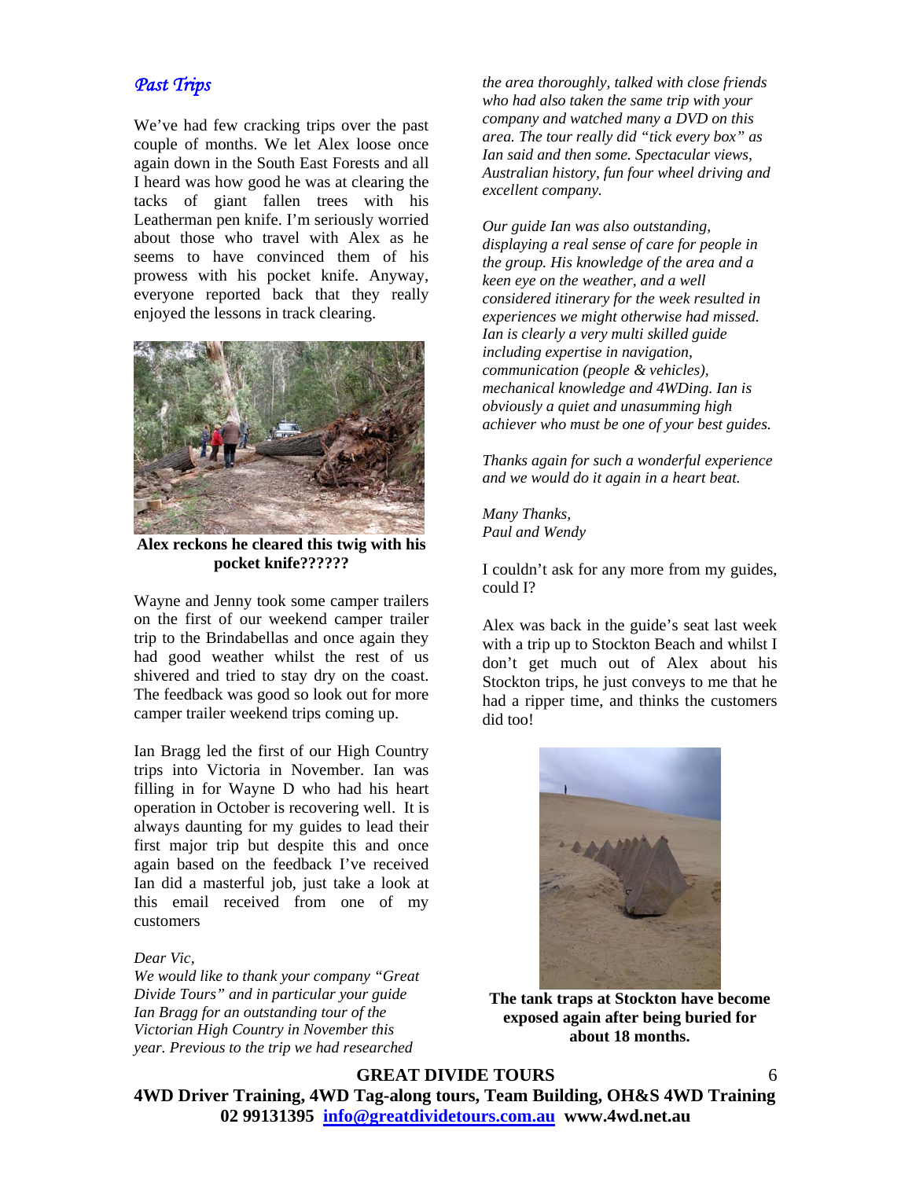## *Past Trips*

We've had few cracking trips over the past couple of months. We let Alex loose once again down in the South East Forests and all I heard was how good he was at clearing the tacks of giant fallen trees with his Leatherman pen knife. I'm seriously worried about those who travel with Alex as he seems to have convinced them of his prowess with his pocket knife. Anyway, everyone reported back that they really enjoyed the lessons in track clearing.

**Alex reckons he cleared this twig with his pocket knife??????**

Wayne and Jenny took some camper trailers on the first of our weekend camper trailer trip to the Brindabellas and once again they had good weather whilst the rest of us shivered and tried to stay dry on the coast. The feedback was good so look out for more camper trailer weekend trips coming up.

Ian Bragg led the first of our High Country trips into Victoria in November. Ian was filling in for Wayne D who had his heart operation in October is recovering well. It is always daunting for my guides to lead their first major trip but despite this and once again based on the feedback I've received Ian did a masterful job, just take a look at this email received from one of my customers

*Dear Vic,*
*We would like to thank your company "Great Divide Tours" and in particular your guide Ian Bragg for an outstanding tour of the Victorian High Country in November this year. Previous to the trip we had researched the area thoroughly, talked with close friends who had also taken the same trip with your company and watched many a DVD on this area. The tour really did "tick every box" as Ian said and then some. Spectacular views, Australian history, fun four wheel driving and excellent company.*

*Our guide Ian was also outstanding, displaying a real sense of care for people in the group. His knowledge of the area and a keen eye on the weather, and a well considered itinerary for the week resulted in experiences we might otherwise had missed. Ian is clearly a very multi skilled guide including expertise in navigation, communication (people & vehicles), mechanical knowledge and 4WDing. Ian is obviously a quiet and unassuming high achiever who must be one of your best guides.*

*Thanks again for such a wonderful experience and we would do it again in a heart beat.*

*Many Thanks,*
*Paul and Wendy*

I couldn't ask for any more from my guides, could I?

Alex was back in the guide's seat last week with a trip up to Stockton Beach and whilst I don't get much out of Alex about his Stockton trips, he just conveys to me that he had a ripper time, and thinks the customers did too!

**The tank traps at Stockton have become exposed again after being buried for about 18 months.**

**GREAT DIVIDE TOURS**
**4WD Driver Training, 4WD Tag-along tours, Team Building, OH&S 4WD Training**
**02 99131395 info@greatdividetours.com.au www.4wd.net.au**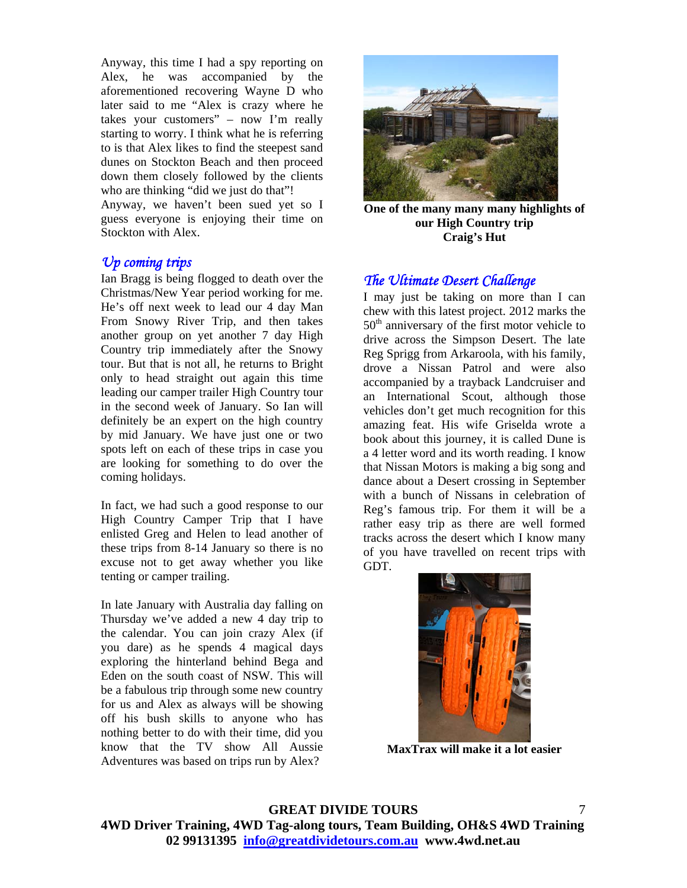Anyway, this time I had a spy reporting on Alex, he was accompanied by the aforementioned recovering Wayne D who later said to me "Alex is crazy where he takes your customers" – now I'm really starting to worry. I think what he is referring to is that Alex likes to find the steepest sand dunes on Stockton Beach and then proceed down them closely followed by the clients who are thinking "did we just do that"!
Anyway, we haven't been sued yet so I guess everyone is enjoying their time on Stockton with Alex.

## *Up coming trips*

Ian Bragg is being flogged to death over the Christmas/New Year period working for me. He's off next week to lead our 4 day Man From Snowy River Trip, and then takes another group on yet another 7 day High Country trip immediately after the Snowy tour. But that is not all, he returns to Bright only to head straight out again this time leading our camper trailer High Country tour in the second week of January. So Ian will definitely be an expert on the high country by mid January. We have just one or two spots left on each of these trips in case you are looking for something to do over the coming holidays.

In fact, we had such a good response to our High Country Camper Trip that I have enlisted Greg and Helen to lead another of these trips from 8-14 January so there is no excuse not to get away whether you like tenting or camper trailing.

In late January with Australia day falling on Thursday we've added a new 4 day trip to the calendar. You can join crazy Alex (if you dare) as he spends 4 magical days exploring the hinterland behind Bega and Eden on the south coast of NSW. This will be a fabulous trip through some new country for us and Alex as always will be showing off his bush skills to anyone who has nothing better to do with their time, did you know that the TV show All Aussie Adventures was based on trips run by Alex?

**One of the many many many highlights of our High Country trip Craig's Hut**

## *The Ultimate Desert Challenge*

I may just be taking on more than I can chew with this latest project. 2012 marks the 50th anniversary of the first motor vehicle to drive across the Simpson Desert. The late Reg Sprigg from Arkaroola, with his family, drove a Nissan Patrol and were also accompanied by a trayback Landcruiser and an International Scout, although those vehicles don't get much recognition for this amazing feat. His wife Griselda wrote a book about this journey, it is called Dune is a 4 letter word and its worth reading. I know that Nissan Motors is making a big song and dance about a Desert crossing in September with a bunch of Nissans in celebration of Reg's famous trip. For them it will be a rather easy trip as there are well formed tracks across the desert which I know many of you have travelled on recent trips with GDT.

**MaxTrax will make it a lot easier**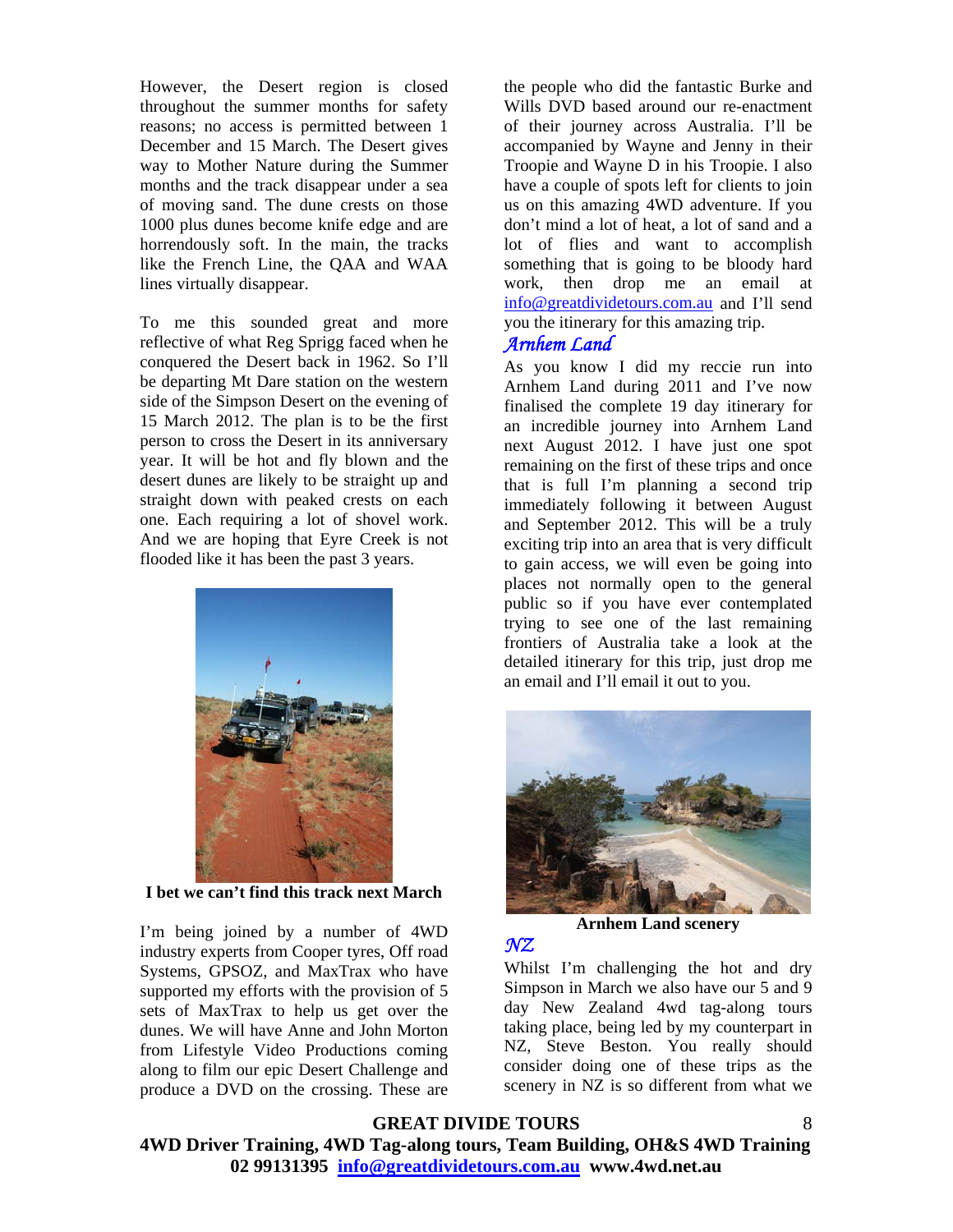However, the Desert region is closed throughout the summer months for safety reasons; no access is permitted between 1 December and 15 March. The Desert gives way to Mother Nature during the Summer months and the track disappear under a sea of moving sand. The dune crests on those 1000 plus dunes become knife edge and are horrendously soft. In the main, the tracks like the French Line, the QAA and WAA lines virtually disappear.

To me this sounded great and more reflective of what Reg Sprigg faced when he conquered the Desert back in 1962. So I'll be departing Mt Dare station on the western side of the Simpson Desert on the evening of 15 March 2012. The plan is to be the first person to cross the Desert in its anniversary year. It will be hot and fly blown and the desert dunes are likely to be straight up and straight down with peaked crests on each one. Each requiring a lot of shovel work. And we are hoping that Eyre Creek is not flooded like it has been the past 3 years.

**I bet we can't find this track next March**

I'm being joined by a number of 4WD industry experts from Cooper tyres, Off road Systems, GPSOZ, and MaxTrax who have supported my efforts with the provision of 5 sets of MaxTrax to help us get over the dunes. We will have Anne and John Morton from Lifestyle Video Productions coming along to film our epic Desert Challenge and produce a DVD on the crossing. These are the people who did the fantastic Burke and Wills DVD based around our re-enactment of their journey across Australia. I'll be accompanied by Wayne and Jenny in their Troopie and Wayne D in his Troopie. I also have a couple of spots left for clients to join us on this amazing 4WD adventure. If you don't mind a lot of heat, a lot of sand and a lot of flies and want to accomplish something that is going to be bloody hard work, then drop me an email at info@greatdividetours.com.au and I'll send you the itinerary for this amazing trip.

## *Arnhem Land*

As you know I did my reccie run into Arnhem Land during 2011 and I've now finalised the complete 19 day itinerary for an incredible journey into Arnhem Land next August 2012. I have just one spot remaining on the first of these trips and once that is full I'm planning a second trip immediately following it between August and September 2012. This will be a truly exciting trip into an area that is very difficult to gain access, we will even be going into places not normally open to the general public so if you have ever contemplated trying to see one of the last remaining frontiers of Australia take a look at the detailed itinerary for this trip, just drop me an email and I'll email it out to you.

**Arnhem Land scenery**

## *NZ*

Whilst I'm challenging the hot and dry Simpson in March we also have our 5 and 9 day New Zealand 4wd tag-along tours taking place, being led by my counterpart in NZ, Steve Beston. You really should consider doing one of these trips as the scenery in NZ is so different from what we

**GREAT DIVIDE TOURS**
**4WD Driver Training, 4WD Tag-along tours, Team Building, OH&S 4WD Training**
**02 99131395 info@greatdividetours.com.au www.4wd.net.au**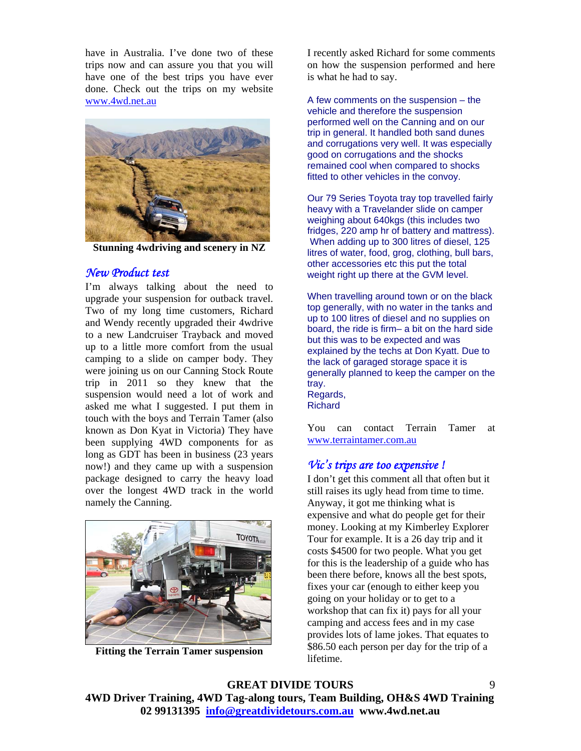have in Australia. I've done two of these trips now and can assure you that you will have one of the best trips you have ever done. Check out the trips on my website www.4wd.net.au

**Stunning 4wdriving and scenery in NZ**

## *New Product test*

I'm always talking about the need to upgrade your suspension for outback travel. Two of my long time customers, Richard and Wendy recently upgraded their 4wdrive to a new Landcruiser Trayback and moved up to a little more comfort from the usual camping to a slide on camper body. They were joining us on our Canning Stock Route trip in 2011 so they knew that the suspension would need a lot of work and asked me what I suggested. I put them in touch with the boys and Terrain Tamer (also known as Don Kyat in Victoria) They have been supplying 4WD components for as long as GDT has been in business (23 years now!) and they came up with a suspension package designed to carry the heavy load over the longest 4WD track in the world namely the Canning.

**Fitting the Terrain Tamer suspension**

I recently asked Richard for some comments on how the suspension performed and here is what he had to say.

A few comments on the suspension – the vehicle and therefore the suspension performed well on the Canning and on our trip in general. It handled both sand dunes and corrugations very well. It was especially good on corrugations and the shocks remained cool when compared to shocks fitted to other vehicles in the convoy.

Our 79 Series Toyota tray top travelled fairly heavy with a Travelander slide on camper weighing about 640kgs (this includes two fridges, 220 amp hr of battery and mattress). When adding up to 300 litres of diesel, 125 litres of water, food, grog, clothing, bull bars, other accessories etc this put the total weight right up there at the GVM level.

When travelling around town or on the black top generally, with no water in the tanks and up to 100 litres of diesel and no supplies on board, the ride is firm– a bit on the hard side but this was to be expected and was explained by the techs at Don Kyatt. Due to the lack of garaged storage space it is generally planned to keep the camper on the tray.  
Regards,  
Richard

You can contact Terrain Tamer at www.terraintamer.com.au

## *Vic's trips are too expensive !*

I don't get this comment all that often but it still raises its ugly head from time to time. Anyway, it got me thinking what is expensive and what do people get for their money. Looking at my Kimberley Explorer Tour for example. It is a 26 day trip and it costs $4500 for two people. What you get for this is the leadership of a guide who has been there before, knows all the best spots, fixes your car (enough to either keep you going on your holiday or to get to a workshop that can fix it) pays for all your camping and access fees and in my case provides lots of lame jokes. That equates to $86.50 each person per day for the trip of a lifetime.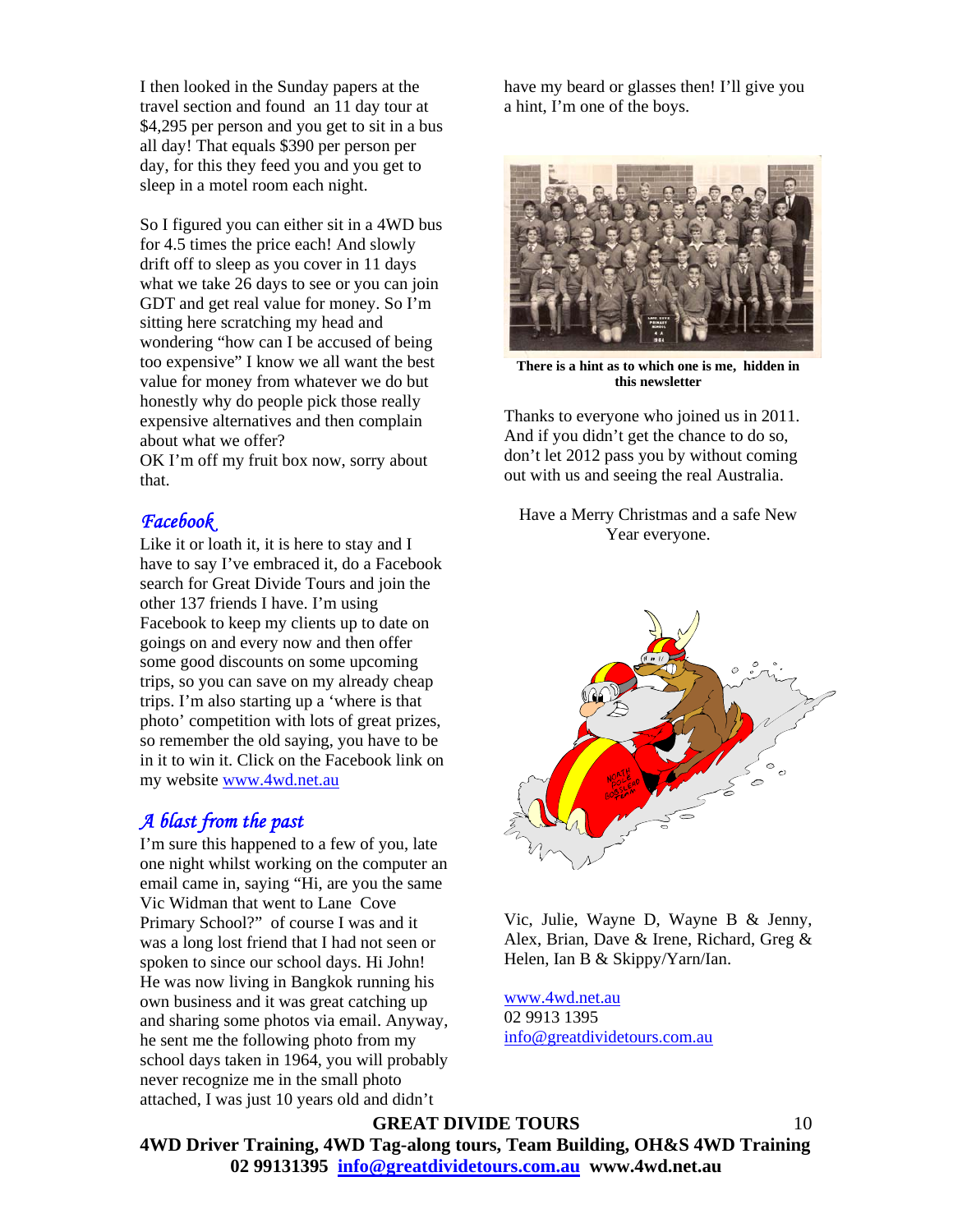I then looked in the Sunday papers at the travel section and found an 11 day tour at $4,295 per person and you get to sit in a bus all day! That equals $390 per person per day, for this they feed you and you get to sleep in a motel room each night.

So I figured you can either sit in a 4WD bus for 4.5 times the price each! And slowly drift off to sleep as you cover in 11 days what we take 26 days to see or you can join GDT and get real value for money. So I'm sitting here scratching my head and wondering "how can I be accused of being too expensive" I know we all want the best value for money from whatever we do but honestly why do people pick those really expensive alternatives and then complain about what we offer?

OK I'm off my fruit box now, sorry about that.

## *Facebook*

Like it or loath it, it is here to stay and I have to say I've embraced it, do a Facebook search for Great Divide Tours and join the other 137 friends I have. I'm using Facebook to keep my clients up to date on goings on and every now and then offer some good discounts on some upcoming trips, so you can save on my already cheap trips. I'm also starting up a 'where is that photo' competition with lots of great prizes, so remember the old saying, you have to be in it to win it. Click on the Facebook link on my website www.4wd.net.au

## *A blast from the past*

I'm sure this happened to a few of you, late one night whilst working on the computer an email came in, saying "Hi, are you the same Vic Widman that went to Lane Cove Primary School?" of course I was and it was a long lost friend that I had not seen or spoken to since our school days. Hi John! He was now living in Bangkok running his own business and it was great catching up and sharing some photos via email. Anyway, he sent me the following photo from my school days taken in 1964, you will probably never recognize me in the small photo attached, I was just 10 years old and didn't have my beard or glasses then! I'll give you a hint, I'm one of the boys.

**There is a hint as to which one is me, hidden in this newsletter**

Thanks to everyone who joined us in 2011. And if you didn't get the chance to do so, don't let 2012 pass you by without coming out with us and seeing the real Australia.

Have a Merry Christmas and a safe New Year everyone.

Vic, Julie, Wayne D, Wayne B & Jenny, Alex, Brian, Dave & Irene, Richard, Greg & Helen, Ian B & Skippy/Yarn/Ian.

www.4wd.net.au
02 9913 1395
info@greatdividetours.com.au

**GREAT DIVIDE TOURS**
**4WD Driver Training, 4WD Tag-along tours, Team Building, OH&S 4WD Training**
**02 99131395 info@greatdividetours.com.au www.4wd.net.au**